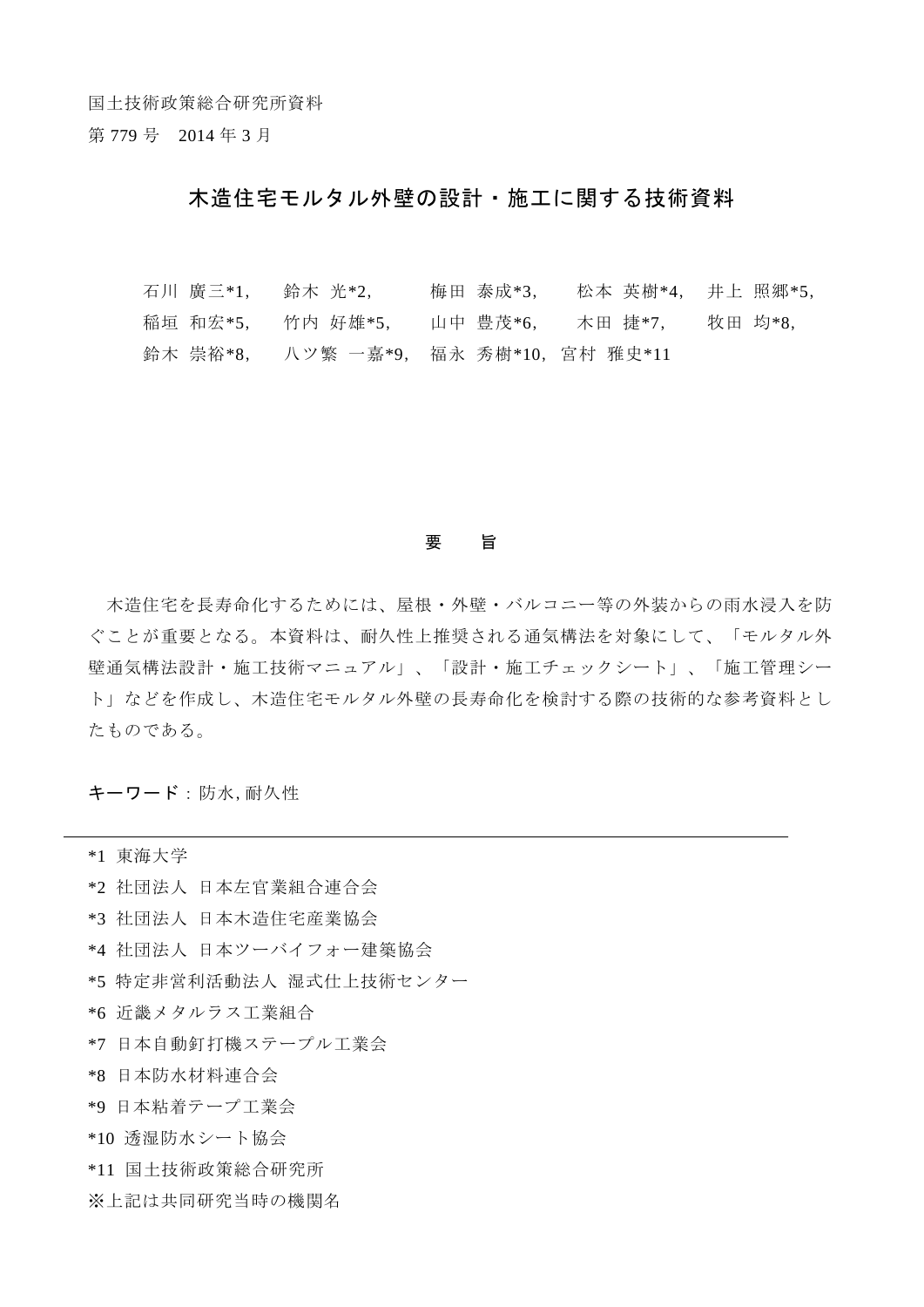国土技術政策総合研究所資料

第 779 号　2014 年 3 月

# 木造住宅モルタル外壁の設計・施工に関する技術資料

石川 廣三*1, 鈴木 光*2, 梅田 泰成*3, 松本 英樹*4, 井上 照郷*5,
稲垣 和宏*5, 竹内 好雄*5, 山中 豊茂*6, 木田 捷*7, 牧田 均*8,
鈴木 崇裕*8, 八ツ繁 一嘉*9, 福永 秀樹*10, 宮村 雅史*11

## 要　旨

木造住宅を長寿命化するためには、屋根・外壁・バルコニー等の外装からの雨水浸入を防ぐことが重要となる。本資料は、耐久性上推奨される通気構法を対象にして、「モルタル外壁通気構法設計・施工技術マニュアル」、「設計・施工チェックシート」、「施工管理シート」などを作成し、木造住宅モルタル外壁の長寿命化を検討する際の技術的な参考資料としたものである。

**キーワード**：防水, 耐久性

---

*1 東海大学
*2 社団法人 日本左官業組合連合会
*3 社団法人 日本木造住宅産業協会
*4 社団法人 日本ツーバイフォー建築協会
*5 特定非営利活動法人 湿式仕上技術センター
*6 近畿メタルラス工業組合
*7 日本自動釘打機ステープル工業会
*8 日本防水材料連合会
*9 日本粘着テープ工業会
*10 透湿防水シート協会
*11 国土技術政策総合研究所
※上記は共同研究当時の機関名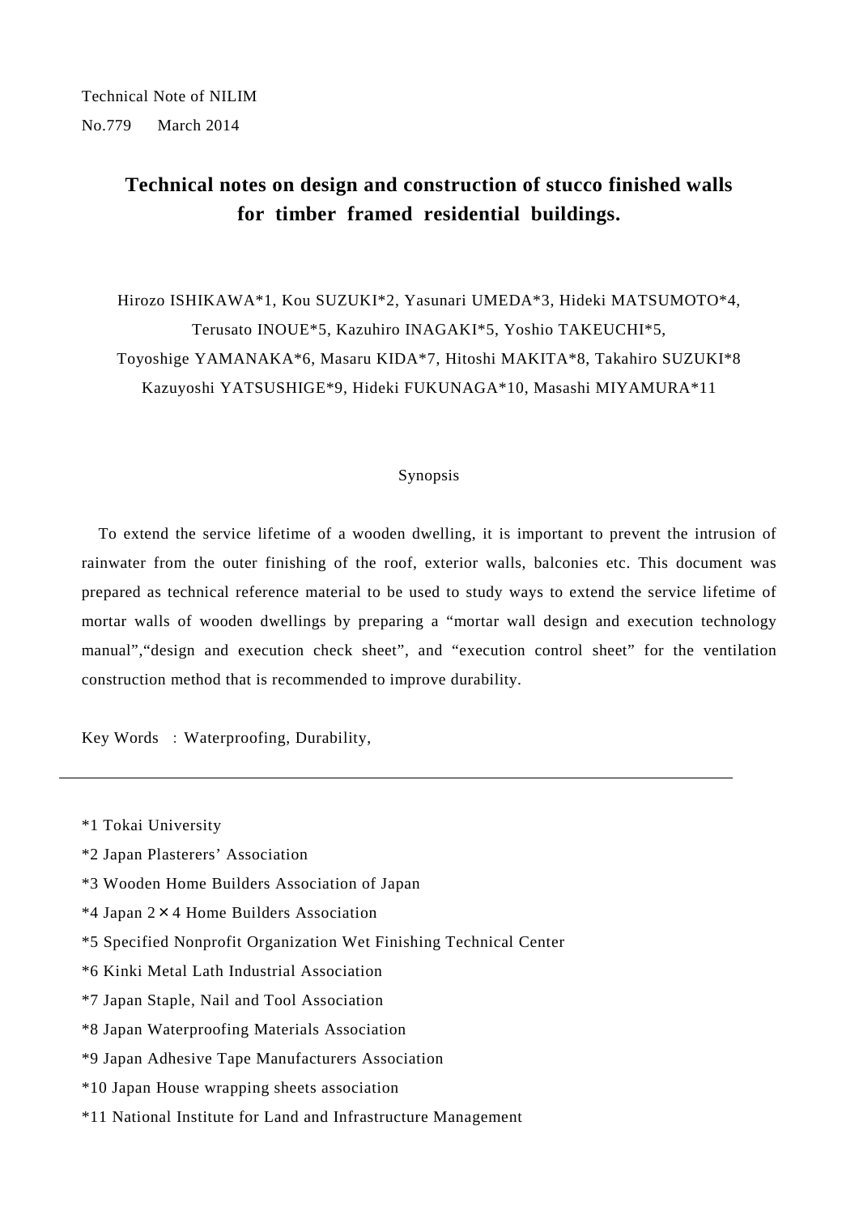Technical Note of NILIM

No.779　　March 2014

# Technical notes on design and construction of stucco finished walls for timber framed residential buildings.

Hirozo ISHIKAWA*1, Kou SUZUKI*2, Yasunari UMEDA*3, Hideki MATSUMOTO*4, Terusato INOUE*5, Kazuhiro INAGAKI*5, Yoshio TAKEUCHI*5, Toyoshige YAMANAKA*6, Masaru KIDA*7, Hitoshi MAKITA*8, Takahiro SUZUKI*8 Kazuyoshi YATSUSHIGE*9, Hideki FUKUNAGA*10, Masashi MIYAMURA*11

## Synopsis

To extend the service lifetime of a wooden dwelling, it is important to prevent the intrusion of rainwater from the outer finishing of the roof, exterior walls, balconies etc. This document was prepared as technical reference material to be used to study ways to extend the service lifetime of mortar walls of wooden dwellings by preparing a "mortar wall design and execution technology manual","design and execution check sheet", and "execution control sheet" for the ventilation construction method that is recommended to improve durability.

Key Words　: Waterproofing, Durability,

---

*1 Tokai University

*2 Japan Plasterers' Association

*3 Wooden Home Builders Association of Japan

*4 Japan 2×4 Home Builders Association

*5 Specified Nonprofit Organization Wet Finishing Technical Center

*6 Kinki Metal Lath Industrial Association

*7 Japan Staple, Nail and Tool Association

*8 Japan Waterproofing Materials Association

*9 Japan Adhesive Tape Manufacturers Association

*10 Japan House wrapping sheets association

*11 National Institute for Land and Infrastructure Management